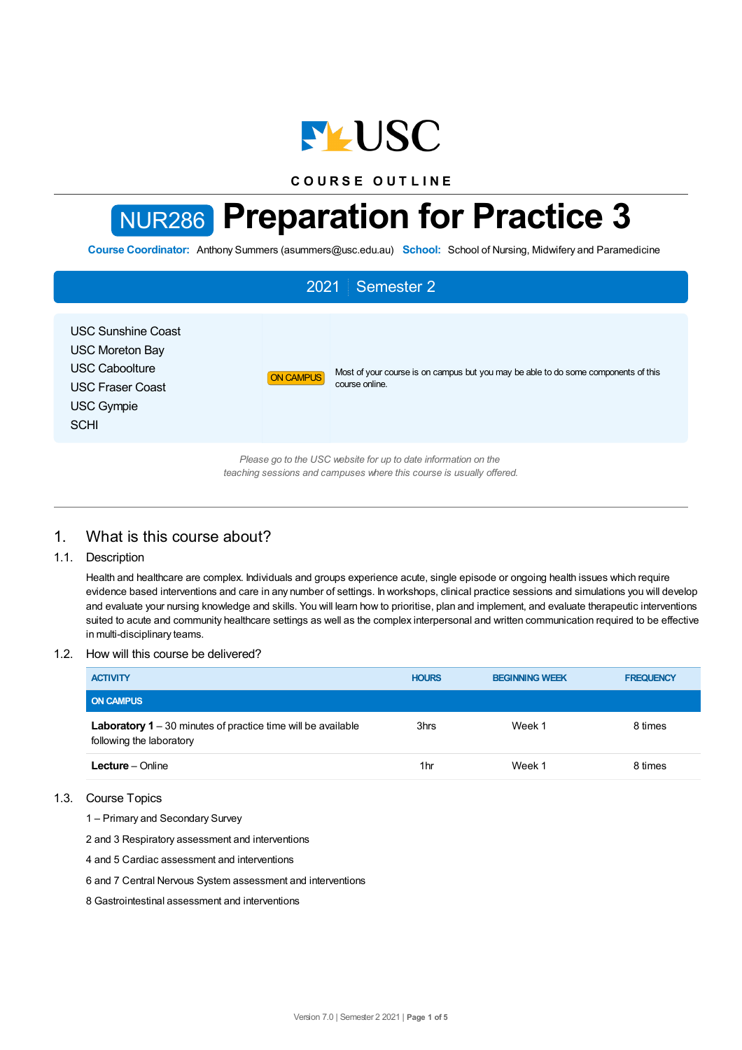USC

COURSE OUTLINE

# NUR286 Preparation for Practice 3

**Course Coordinator:** Anthony Summers (asummers@usc.edu.au) **School:** School of Nursing, Midwifery and Paramedicine

**2021 | Semester 2**

USC Sunshine Coast
USC Moreton Bay
USC Caboolture
USC Fraser Coast
USC Gympie
SCHI

ON CAMPUS — Most of your course is on campus but you may be able to do some components of this course online.

*Please go to the USC website for up to date information on the teaching sessions and campuses where this course is usually offered.*

## 1. What is this course about?

### 1.1. Description

Health and healthcare are complex. Individuals and groups experience acute, single episode or ongoing health issues which require evidence based interventions and care in any number of settings. In workshops, clinical practice sessions and simulations you will develop and evaluate your nursing knowledge and skills. You will learn how to prioritise, plan and implement, and evaluate therapeutic interventions suited to acute and community healthcare settings as well as the complex interpersonal and written communication required to be effective in multi-disciplinary teams.

### 1.2. How will this course be delivered?

| ACTIVITY | HOURS | BEGINNING WEEK | FREQUENCY |
| --- | --- | --- | --- |
| **ON CAMPUS** | | | |
| **Laboratory 1** – 30 minutes of practice time will be available following the laboratory | 3hrs | Week 1 | 8 times |
| **Lecture** – Online | 1hr | Week 1 | 8 times |

### 1.3. Course Topics

1 – Primary and Secondary Survey

2 and 3 Respiratory assessment and interventions

4 and 5 Cardiac assessment and interventions

6 and 7 Central Nervous System assessment and interventions

8 Gastrointestinal assessment and interventions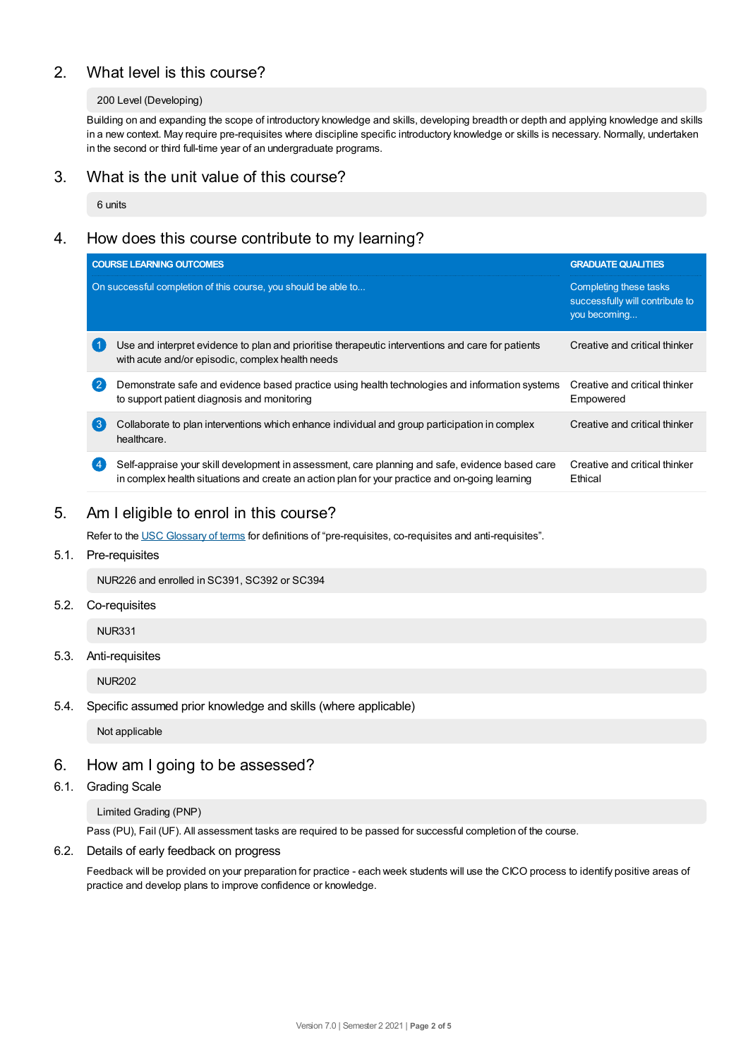## 2. What level is this course?

200 Level (Developing)

Building on and expanding the scope of introductory knowledge and skills, developing breadth or depth and applying knowledge and skills in a new context. May require pre-requisites where discipline specific introductory knowledge or skills is necessary. Normally, undertaken in the second or third full-time year of an undergraduate programs.

## 3. What is the unit value of this course?

6 units

## 4. How does this course contribute to my learning?

| | COURSE LEARNING OUTCOMES<br>On successful completion of this course, you should be able to... | GRADUATE QUALITIES<br>Completing these tasks successfully will contribute to you becoming... |
|---|---|---|
| 1 | Use and interpret evidence to plan and prioritise therapeutic interventions and care for patients with acute and/or episodic, complex health needs | Creative and critical thinker |
| 2 | Demonstrate safe and evidence based practice using health technologies and information systems to support patient diagnosis and monitoring | Creative and critical thinker<br>Empowered |
| 3 | Collaborate to plan interventions which enhance individual and group participation in complex healthcare. | Creative and critical thinker |
| 4 | Self-appraise your skill development in assessment, care planning and safe, evidence based care in complex health situations and create an action plan for your practice and on-going learning | Creative and critical thinker<br>Ethical |

## 5. Am I eligible to enrol in this course?

Refer to the USC Glossary of terms for definitions of "pre-requisites, co-requisites and anti-requisites".

### 5.1. Pre-requisites

NUR226 and enrolled in SC391, SC392 or SC394

### 5.2. Co-requisites

NUR331

### 5.3. Anti-requisites

NUR202

### 5.4. Specific assumed prior knowledge and skills (where applicable)

Not applicable

## 6. How am I going to be assessed?

### 6.1. Grading Scale

Limited Grading (PNP)

Pass (PU), Fail (UF). All assessment tasks are required to be passed for successful completion of the course.

### 6.2. Details of early feedback on progress

Feedback will be provided on your preparation for practice - each week students will use the CICO process to identify positive areas of practice and develop plans to improve confidence or knowledge.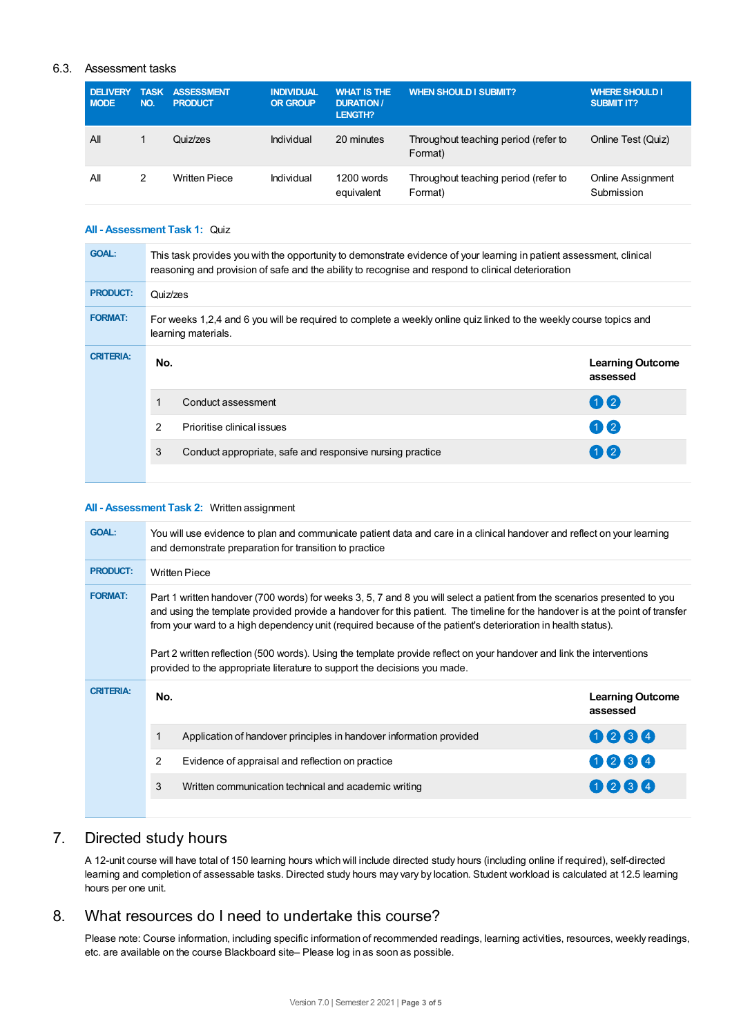## 6.3. Assessment tasks

| DELIVERY MODE | TASK NO. | ASSESSMENT PRODUCT | INDIVIDUAL OR GROUP | WHAT IS THE DURATION / LENGTH? | WHEN SHOULD I SUBMIT? | WHERE SHOULD I SUBMIT IT? |
|---|---|---|---|---|---|---|
| All | 1 | Quiz/zes | Individual | 20 minutes | Throughout teaching period (refer to Format) | Online Test (Quiz) |
| All | 2 | Written Piece | Individual | 1200 words equivalent | Throughout teaching period (refer to Format) | Online Assignment Submission |

### All - Assessment Task 1: Quiz

**GOAL:** This task provides you with the opportunity to demonstrate evidence of your learning in patient assessment, clinical reasoning and provision of safe and the ability to recognise and respond to clinical deterioration

**PRODUCT:** Quiz/zes

**FORMAT:** For weeks 1,2,4 and 6 you will be required to complete a weekly online quiz linked to the weekly course topics and learning materials.

**CRITERIA:**

| No. | | Learning Outcome assessed |
|---|---|---|
| 1 | Conduct assessment | 1 2 |
| 2 | Prioritise clinical issues | 1 2 |
| 3 | Conduct appropriate, safe and responsive nursing practice | 1 2 |

### All - Assessment Task 2: Written assignment

**GOAL:** You will use evidence to plan and communicate patient data and care in a clinical handover and reflect on your learning and demonstrate preparation for transition to practice

**PRODUCT:** Written Piece

**FORMAT:** Part 1 written handover (700 words) for weeks 3, 5, 7 and 8 you will select a patient from the scenarios presented to you and using the template provided provide a handover for this patient. The timeline for the handover is at the point of transfer from your ward to a high dependency unit (required because of the patient's deterioration in health status).

Part 2 written reflection (500 words). Using the template provide reflect on your handover and link the interventions provided to the appropriate literature to support the decisions you made.

**CRITERIA:**

| No. | | Learning Outcome assessed |
|---|---|---|
| 1 | Application of handover principles in handover information provided | 1 2 3 4 |
| 2 | Evidence of appraisal and reflection on practice | 1 2 3 4 |
| 3 | Written communication technical and academic writing | 1 2 3 4 |

# 7. Directed study hours

A 12-unit course will have total of 150 learning hours which will include directed study hours (including online if required), self-directed learning and completion of assessable tasks. Directed study hours may vary by location. Student workload is calculated at 12.5 learning hours per one unit.

# 8. What resources do I need to undertake this course?

Please note: Course information, including specific information of recommended readings, learning activities, resources, weekly readings, etc. are available on the course Blackboard site– Please log in as soon as possible.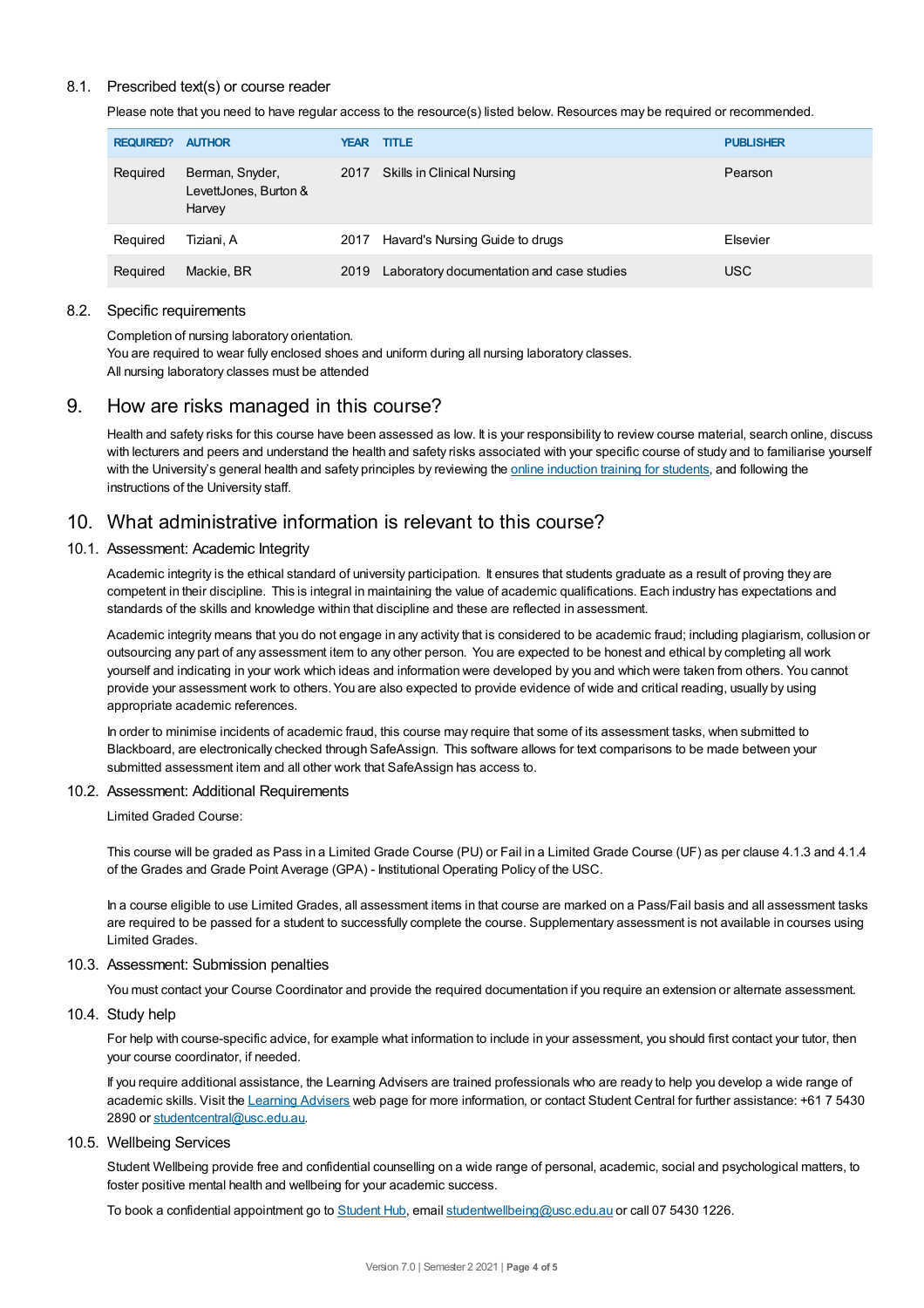### 8.1. Prescribed text(s) or course reader

Please note that you need to have regular access to the resource(s) listed below. Resources may be required or recommended.

| REQUIRED? | AUTHOR | YEAR | TITLE | PUBLISHER |
|---|---|---|---|---|
| Required | Berman, Snyder, LevettJones, Burton & Harvey | 2017 | Skills in Clinical Nursing | Pearson |
| Required | Tiziani, A | 2017 | Havard's Nursing Guide to drugs | Elsevier |
| Required | Mackie, BR | 2019 | Laboratory documentation and case studies | USC |

### 8.2. Specific requirements

Completion of nursing laboratory orientation.
You are required to wear fully enclosed shoes and uniform during all nursing laboratory classes.
All nursing laboratory classes must be attended

## 9. How are risks managed in this course?

Health and safety risks for this course have been assessed as low. It is your responsibility to review course material, search online, discuss with lecturers and peers and understand the health and safety risks associated with your specific course of study and to familiarise yourself with the University's general health and safety principles by reviewing the online induction training for students, and following the instructions of the University staff.

## 10. What administrative information is relevant to this course?

### 10.1. Assessment: Academic Integrity

Academic integrity is the ethical standard of university participation. It ensures that students graduate as a result of proving they are competent in their discipline. This is integral in maintaining the value of academic qualifications. Each industry has expectations and standards of the skills and knowledge within that discipline and these are reflected in assessment.

Academic integrity means that you do not engage in any activity that is considered to be academic fraud; including plagiarism, collusion or outsourcing any part of any assessment item to any other person. You are expected to be honest and ethical by completing all work yourself and indicating in your work which ideas and information were developed by you and which were taken from others. You cannot provide your assessment work to others. You are also expected to provide evidence of wide and critical reading, usually by using appropriate academic references.

In order to minimise incidents of academic fraud, this course may require that some of its assessment tasks, when submitted to Blackboard, are electronically checked through SafeAssign. This software allows for text comparisons to be made between your submitted assessment item and all other work that SafeAssign has access to.

### 10.2. Assessment: Additional Requirements

Limited Graded Course:

This course will be graded as Pass in a Limited Grade Course (PU) or Fail in a Limited Grade Course (UF) as per clause 4.1.3 and 4.1.4 of the Grades and Grade Point Average (GPA) - Institutional Operating Policy of the USC.

In a course eligible to use Limited Grades, all assessment items in that course are marked on a Pass/Fail basis and all assessment tasks are required to be passed for a student to successfully complete the course. Supplementary assessment is not available in courses using Limited Grades.

### 10.3. Assessment: Submission penalties

You must contact your Course Coordinator and provide the required documentation if you require an extension or alternate assessment.

### 10.4. Study help

For help with course-specific advice, for example what information to include in your assessment, you should first contact your tutor, then your course coordinator, if needed.

If you require additional assistance, the Learning Advisers are trained professionals who are ready to help you develop a wide range of academic skills. Visit the Learning Advisers web page for more information, or contact Student Central for further assistance: +61 7 5430 2890 or studentcentral@usc.edu.au.

### 10.5. Wellbeing Services

Student Wellbeing provide free and confidential counselling on a wide range of personal, academic, social and psychological matters, to foster positive mental health and wellbeing for your academic success.

To book a confidential appointment go to Student Hub, email studentwellbeing@usc.edu.au or call 07 5430 1226.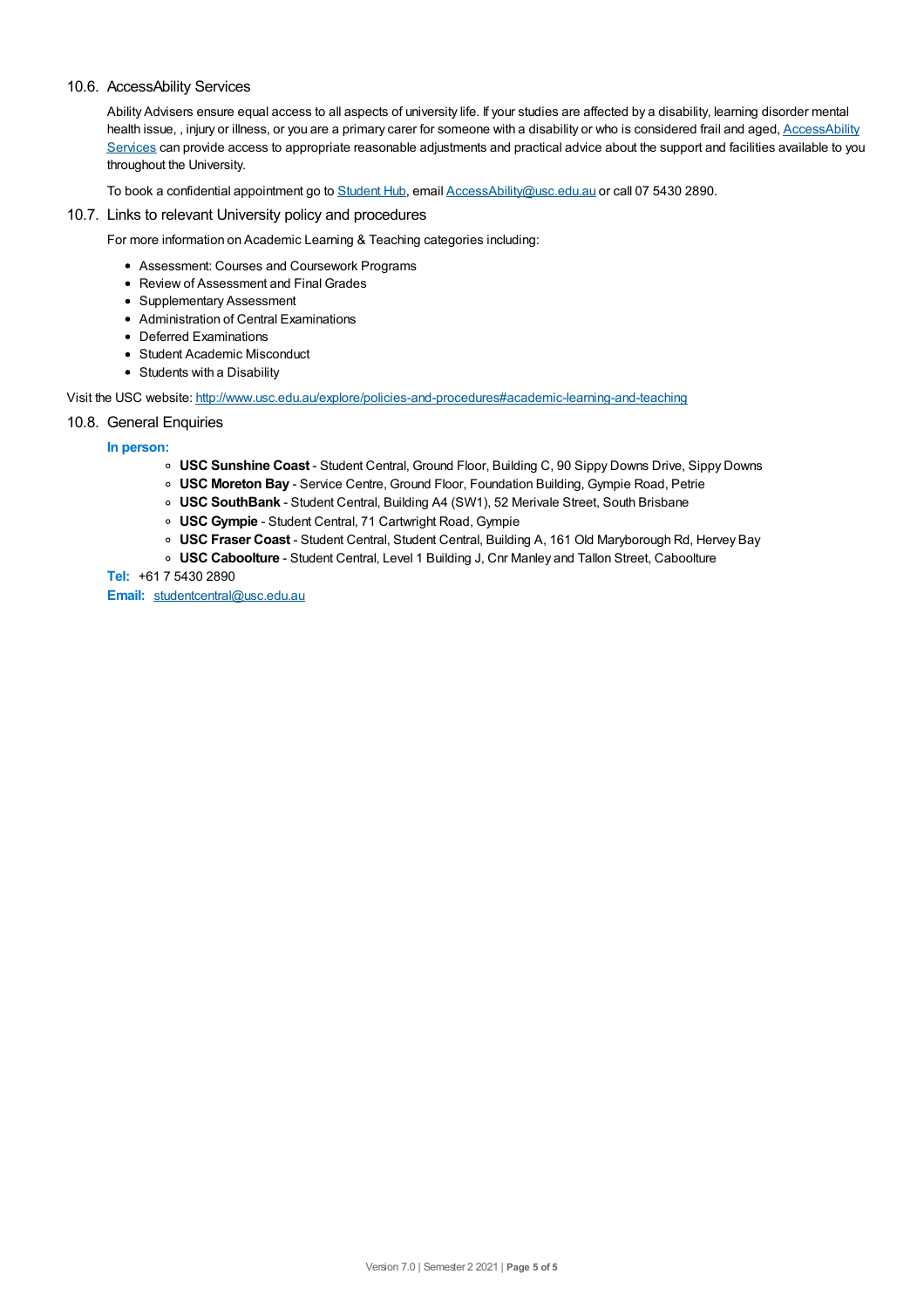### 10.6. AccessAbility Services

Ability Advisers ensure equal access to all aspects of university life. If your studies are affected by a disability, learning disorder mental health issue, , injury or illness, or you are a primary carer for someone with a disability or who is considered frail and aged, AccessAbility Services can provide access to appropriate reasonable adjustments and practical advice about the support and facilities available to you throughout the University.

To book a confidential appointment go to Student Hub, email AccessAbility@usc.edu.au or call 07 5430 2890.

### 10.7. Links to relevant University policy and procedures

For more information on Academic Learning & Teaching categories including:

- Assessment: Courses and Coursework Programs
- Review of Assessment and Final Grades
- Supplementary Assessment
- Administration of Central Examinations
- Deferred Examinations
- Student Academic Misconduct
- Students with a Disability

Visit the USC website: http://www.usc.edu.au/explore/policies-and-procedures#academic-learning-and-teaching

### 10.8. General Enquiries

**In person:**

- **USC Sunshine Coast** - Student Central, Ground Floor, Building C, 90 Sippy Downs Drive, Sippy Downs
- **USC Moreton Bay** - Service Centre, Ground Floor, Foundation Building, Gympie Road, Petrie
- **USC SouthBank** - Student Central, Building A4 (SW1), 52 Merivale Street, South Brisbane
- **USC Gympie** - Student Central, 71 Cartwright Road, Gympie
- **USC Fraser Coast** - Student Central, Student Central, Building A, 161 Old Maryborough Rd, Hervey Bay
- **USC Caboolture** - Student Central, Level 1 Building J, Cnr Manley and Tallon Street, Caboolture

**Tel:** +61 7 5430 2890

**Email:** studentcentral@usc.edu.au